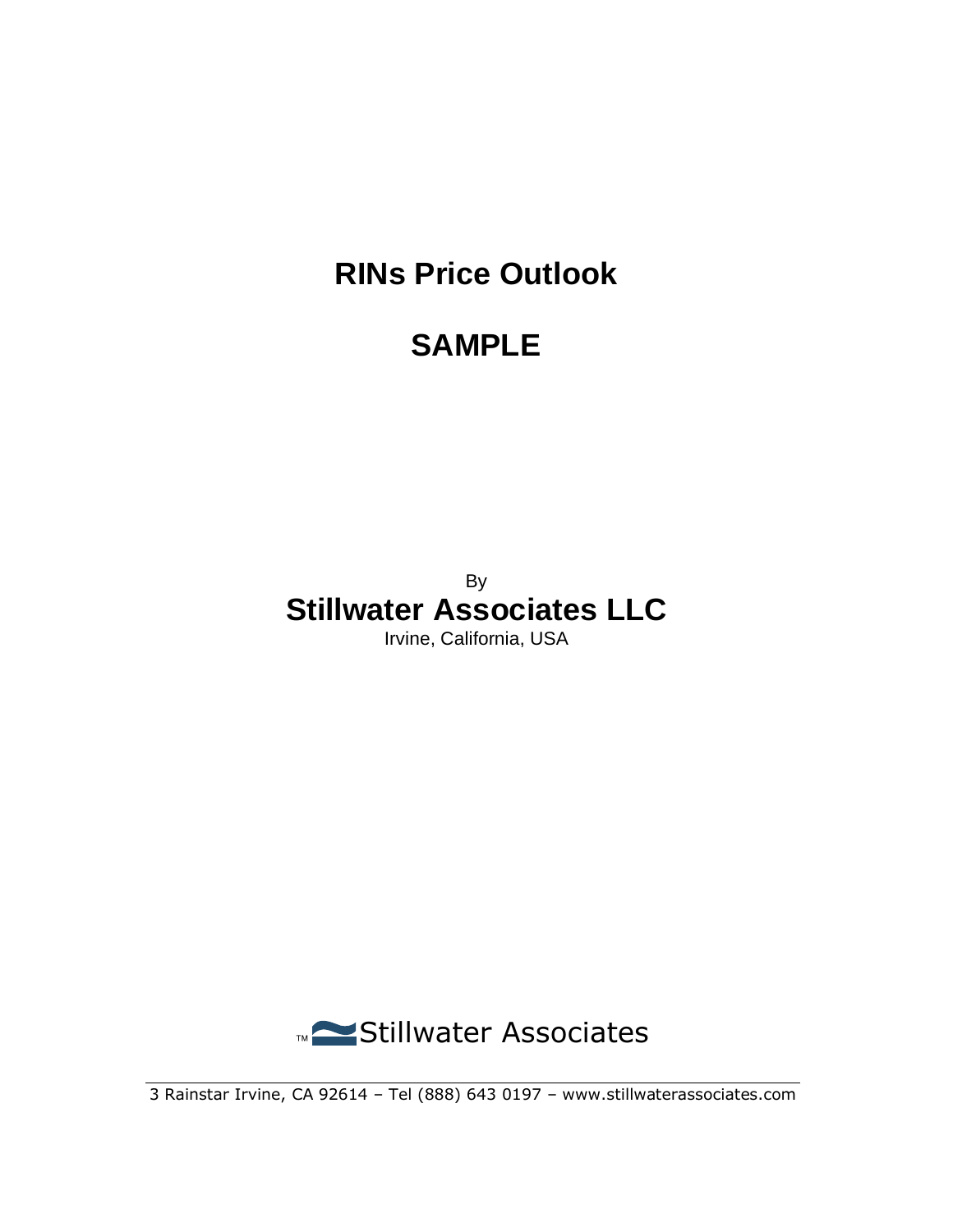# RINs Price Outlook

# SAMPLE

By

**Stillwater Associates LLC**

Irvine, California, USA

Stillwater Associates

3 Rainstar Irvine, CA 92614 – Tel (888) 643 0197 – www.stillwaterassociates.com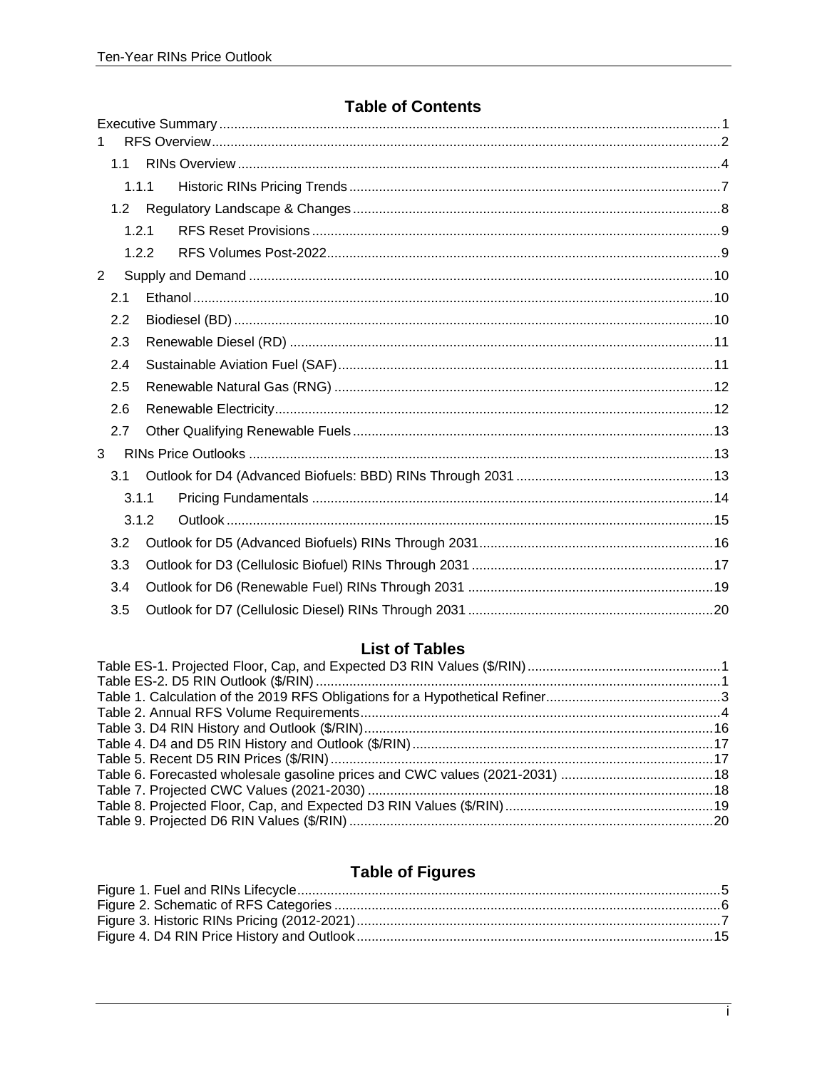## Table of Contents

Executive Summary ..... 1

1 RFS Overview ..... 2

- 1.1 RINs Overview ..... 4
  - 1.1.1 Historic RINs Pricing Trends ..... 7
- 1.2 Regulatory Landscape & Changes ..... 8
  - 1.2.1 RFS Reset Provisions ..... 9
  - 1.2.2 RFS Volumes Post-2022 ..... 9

2 Supply and Demand ..... 10

- 2.1 Ethanol ..... 10
- 2.2 Biodiesel (BD) ..... 10
- 2.3 Renewable Diesel (RD) ..... 11
- 2.4 Sustainable Aviation Fuel (SAF) ..... 11
- 2.5 Renewable Natural Gas (RNG) ..... 12
- 2.6 Renewable Electricity ..... 12
- 2.7 Other Qualifying Renewable Fuels ..... 13

3 RINs Price Outlooks ..... 13

- 3.1 Outlook for D4 (Advanced Biofuels: BBD) RINs Through 2031 ..... 13
  - 3.1.1 Pricing Fundamentals ..... 14
  - 3.1.2 Outlook ..... 15
- 3.2 Outlook for D5 (Advanced Biofuels) RINs Through 2031 ..... 16
- 3.3 Outlook for D3 (Cellulosic Biofuel) RINs Through 2031 ..... 17
- 3.4 Outlook for D6 (Renewable Fuel) RINs Through 2031 ..... 19
- 3.5 Outlook for D7 (Cellulosic Diesel) RINs Through 2031 ..... 20

## List of Tables

Table ES-1. Projected Floor, Cap, and Expected D3 RIN Values ($/RIN) ..... 1
Table ES-2. D5 RIN Outlook ($/RIN) ..... 1
Table 1. Calculation of the 2019 RFS Obligations for a Hypothetical Refiner ..... 3
Table 2. Annual RFS Volume Requirements ..... 4
Table 3. D4 RIN History and Outlook ($/RIN) ..... 16
Table 4. D4 and D5 RIN History and Outlook ($/RIN) ..... 17
Table 5. Recent D5 RIN Prices ($/RIN) ..... 17
Table 6. Forecasted wholesale gasoline prices and CWC values (2021-2031) ..... 18
Table 7. Projected CWC Values (2021-2030) ..... 18
Table 8. Projected Floor, Cap, and Expected D3 RIN Values ($/RIN) ..... 19
Table 9. Projected D6 RIN Values ($/RIN) ..... 20

## Table of Figures

Figure 1. Fuel and RINs Lifecycle ..... 5
Figure 2. Schematic of RFS Categories ..... 6
Figure 3. Historic RINs Pricing (2012-2021) ..... 7
Figure 4. D4 RIN Price History and Outlook ..... 15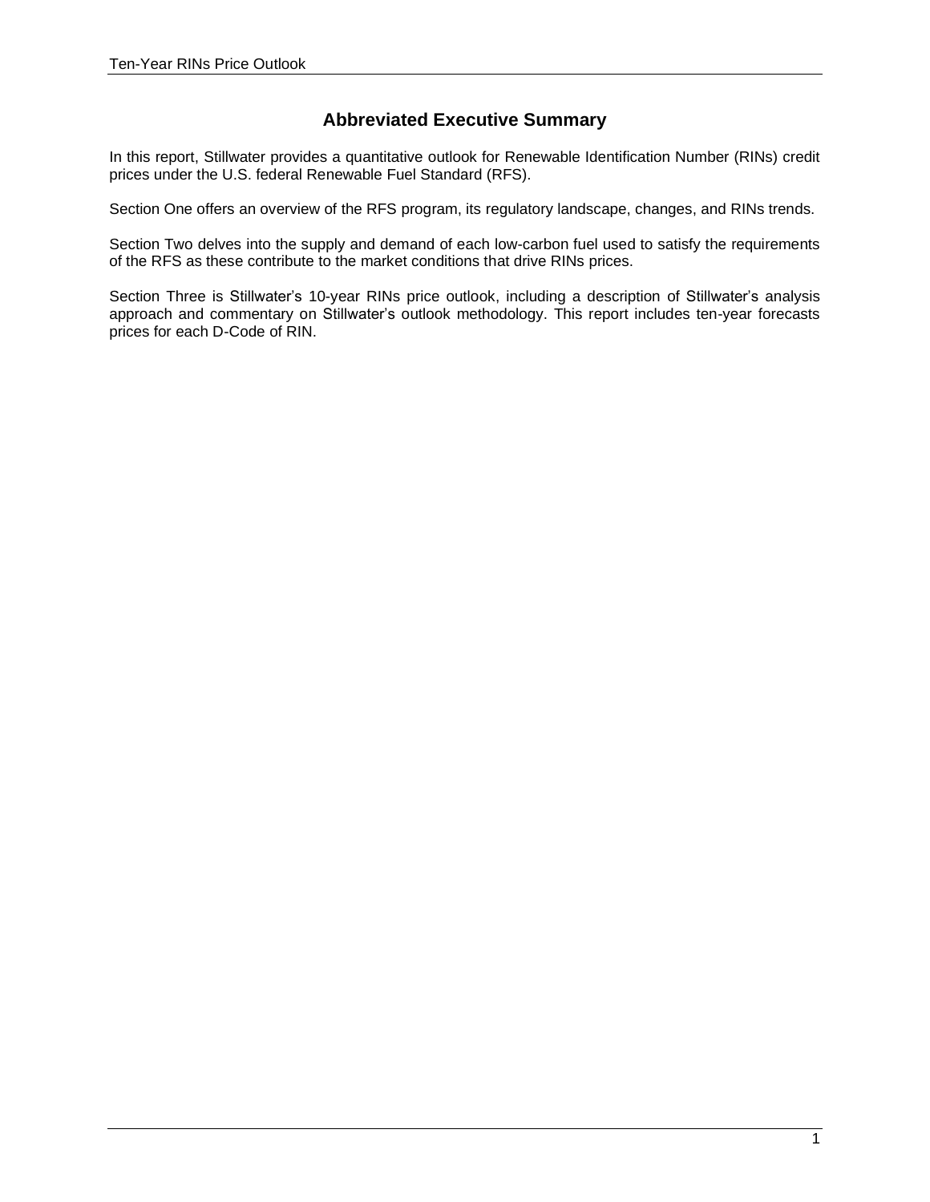## Abbreviated Executive Summary

In this report, Stillwater provides a quantitative outlook for Renewable Identification Number (RINs) credit prices under the U.S. federal Renewable Fuel Standard (RFS).

Section One offers an overview of the RFS program, its regulatory landscape, changes, and RINs trends.

Section Two delves into the supply and demand of each low-carbon fuel used to satisfy the requirements of the RFS as these contribute to the market conditions that drive RINs prices.

Section Three is Stillwater's 10-year RINs price outlook, including a description of Stillwater's analysis approach and commentary on Stillwater's outlook methodology. This report includes ten-year forecasts prices for each D-Code of RIN.